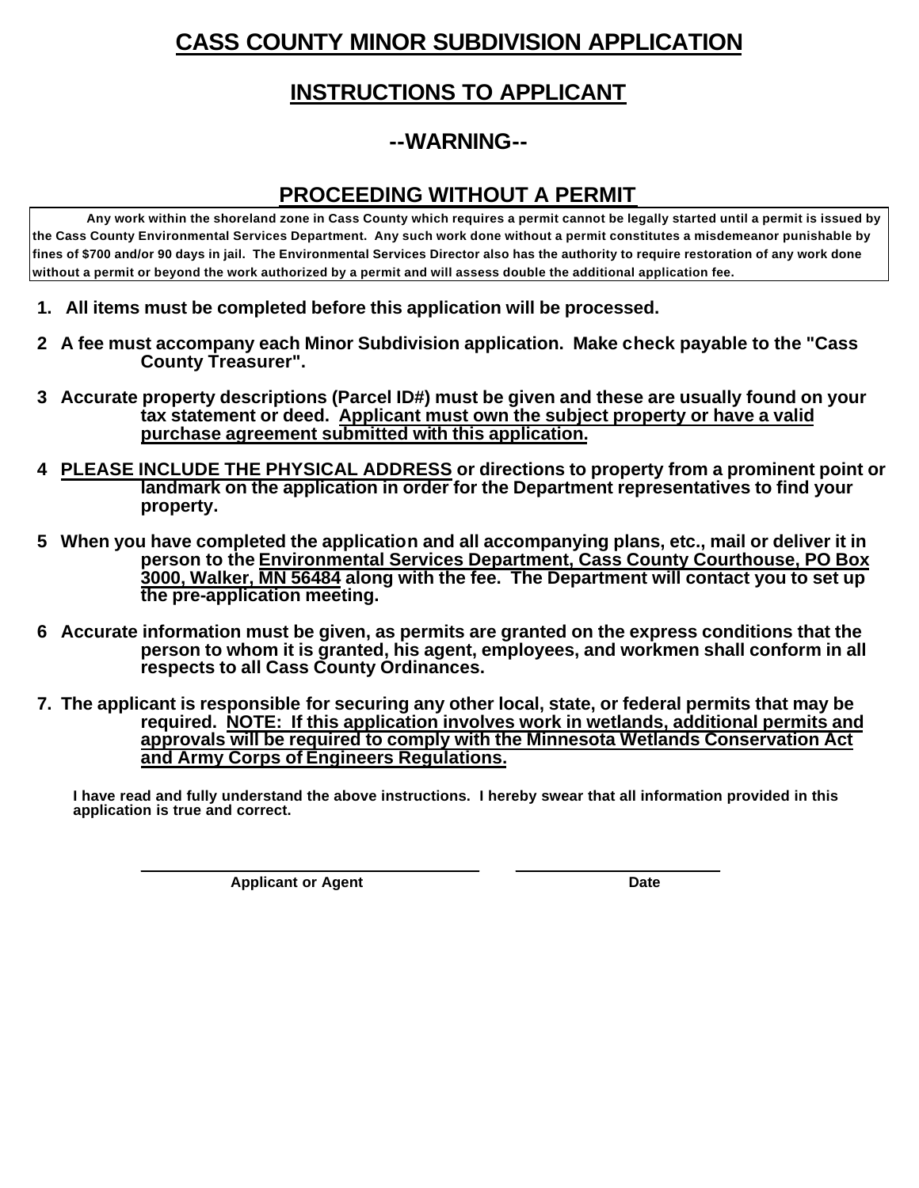# CASS COUNTY MINOR SUBDIVISION APPLICATION

## INSTRUCTIONS TO APPLICANT

## --WARNING--

## PROCEEDING WITHOUT A PERMIT

**Any work within the shoreland zone in Cass County which requires a permit cannot be legally started until a permit is issued by the Cass County Environmental Services Department. Any such work done without a permit constitutes a misdemeanor punishable by fines of $700 and/or 90 days in jail. The Environmental Services Director also has the authority to require restoration of any work done without a permit or beyond the work authorized by a permit and will assess double the additional application fee.**

1. **All items must be completed before this application will be processed.**
2. **A fee must accompany each Minor Subdivision application. Make check payable to the "Cass County Treasurer".**
3. **Accurate property descriptions (Parcel ID#) must be given and these are usually found on your tax statement or deed. <u>Applicant must own the subject property or have a valid purchase agreement submitted with this application.</u>**
4. **<u>PLEASE INCLUDE THE PHYSICAL ADDRESS</u> or directions to property from a prominent point or landmark on the application in order for the Department representatives to find your property.**
5. **When you have completed the application and all accompanying plans, etc., mail or deliver it in person to the <u>Environmental Services Department, Cass County Courthouse, PO Box 3000, Walker, MN 56484</u> along with the fee. The Department will contact you to set up the pre-application meeting.**
6. **Accurate information must be given, as permits are granted on the express conditions that the person to whom it is granted, his agent, employees, and workmen shall conform in all respects to all Cass County Ordinances.**
7. **The applicant is responsible for securing any other local, state, or federal permits that may be required. <u>NOTE: If this application involves work in wetlands, additional permits and approvals will be required to comply with the Minnesota Wetlands Conservation Act and Army Corps of Engineers Regulations.</u>**

**I have read and fully understand the above instructions. I hereby swear that all information provided in this application is true and correct.**

| ______________________________ | ____________________ |
|---|---|
| **Applicant or Agent** | **Date** |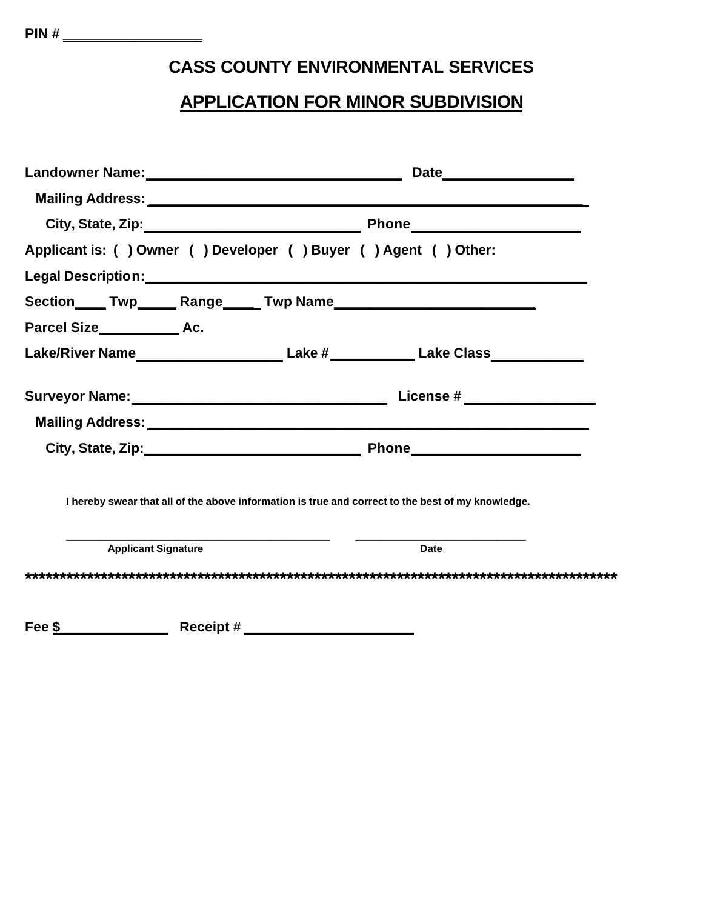PIN # ________________

## CASS COUNTY ENVIRONMENTAL SERVICES

## APPLICATION FOR MINOR SUBDIVISION

**Landowner Name:** ______________________________ **Date** ______________

**Mailing Address:** ______________________________________________

**City, State, Zip:** ____________________________ **Phone** __________________

**Applicant is: ( ) Owner ( ) Developer ( ) Buyer ( ) Agent ( ) Other:**

**Legal Description:** ______________________________________________

**Section** ____ **Twp** _____ **Range** ____ **Twp Name** ______________________

**Parcel Size** __________ **Ac.**

**Lake/River Name** __________________ **Lake #** __________ **Lake Class** ___________

**Surveyor Name:** ______________________________ **License #** ______________

**Mailing Address:** ______________________________________________

**City, State, Zip:** ____________________________ **Phone** __________________

**I hereby swear that all of the above information is true and correct to the best of my knowledge.**

________________________________________ ________________________

**Applicant Signature** **Date**

******************************************************************************************

**Fee $** ______________ **Receipt #** ____________________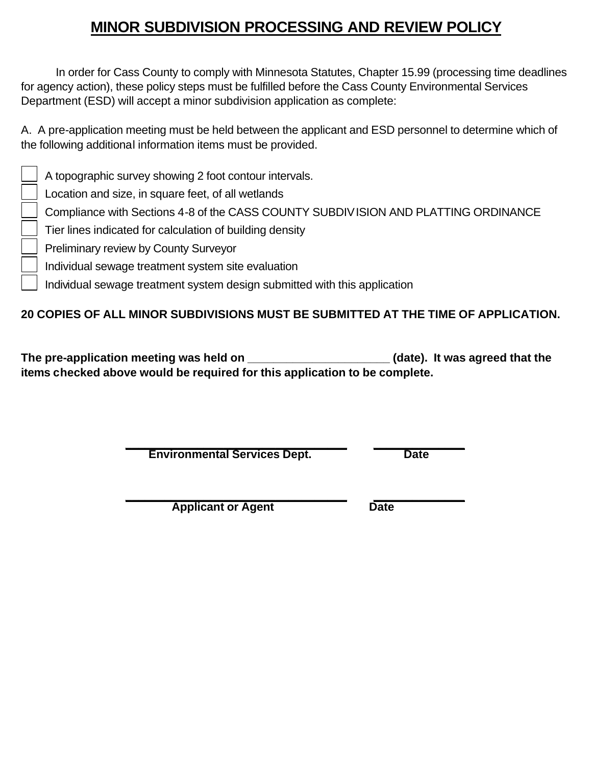# MINOR SUBDIVISION PROCESSING AND REVIEW POLICY

In order for Cass County to comply with Minnesota Statutes, Chapter 15.99 (processing time deadlines for agency action), these policy steps must be fulfilled before the Cass County Environmental Services Department (ESD) will accept a minor subdivision application as complete:

A. A pre-application meeting must be held between the applicant and ESD personnel to determine which of the following additional information items must be provided.

- ☐ A topographic survey showing 2 foot contour intervals.
- ☐ Location and size, in square feet, of all wetlands
- ☐ Compliance with Sections 4-8 of the CASS COUNTY SUBDIVISION AND PLATTING ORDINANCE
- ☐ Tier lines indicated for calculation of building density
- ☐ Preliminary review by County Surveyor
- ☐ Individual sewage treatment system site evaluation
- ☐ Individual sewage treatment system design submitted with this application

**20 COPIES OF ALL MINOR SUBDIVISIONS MUST BE SUBMITTED AT THE TIME OF APPLICATION.**

**The pre-application meeting was held on ______________________ (date). It was agreed that the items checked above would be required for this application to be complete.**

| | |
|---|---|
| ______________________________ | ______________ |
| **Environmental Services Dept.** | **Date** |
| ______________________________ | ______________ |
| **Applicant or Agent** | **Date** |